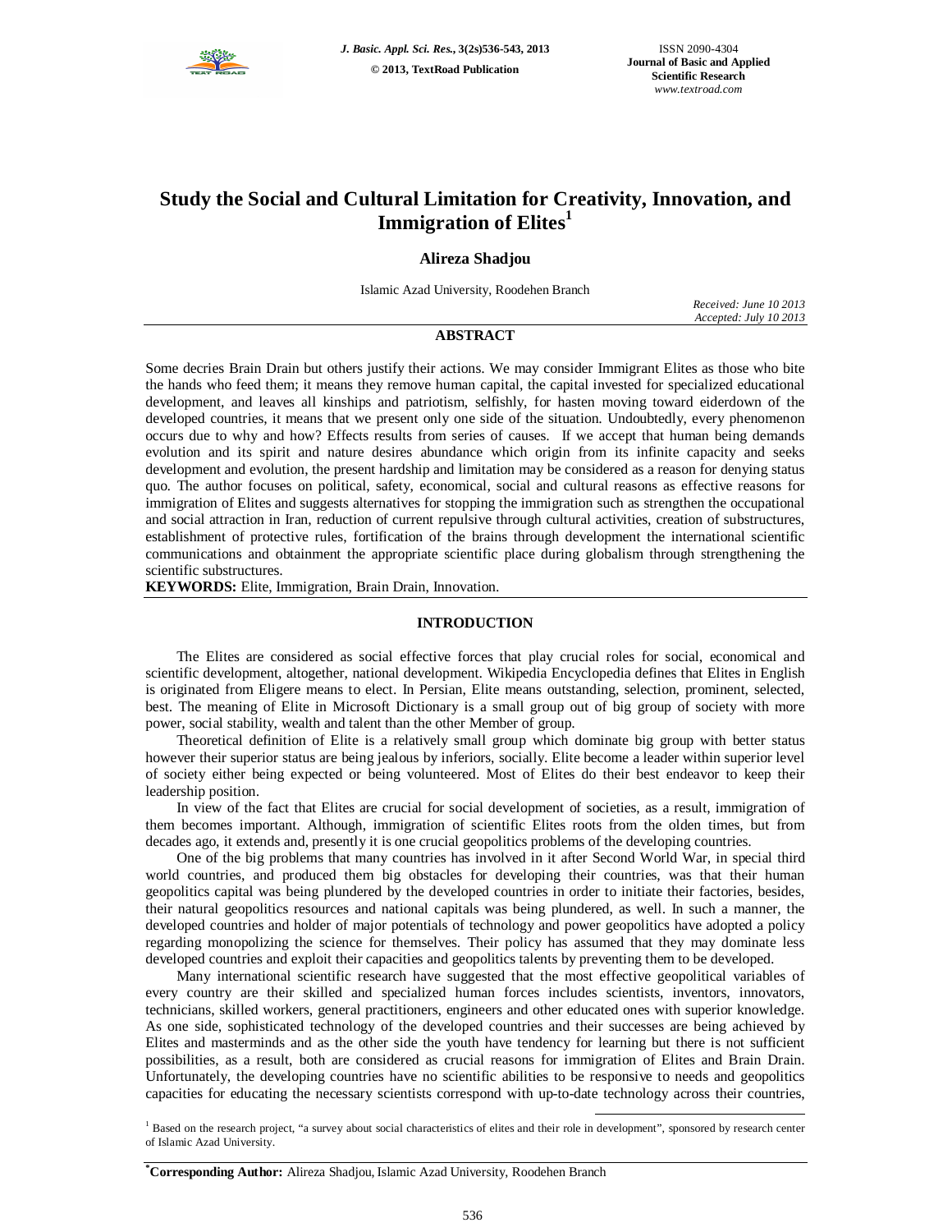# Study the Social and Cultural Limitation for Creativity, Innovation, and Immigration of Elites[1]

**Alireza Shadjou**

Islamic Azad University, Roodehen Branch

*Received: June 10 2013*
*Accepted: July 10 2013*

## ABSTRACT

Some decries Brain Drain but others justify their actions. We may consider Immigrant Elites as those who bite the hands who feed them; it means they remove human capital, the capital invested for specialized educational development, and leaves all kinships and patriotism, selfishly, for hasten moving toward eiderdown of the developed countries, it means that we present only one side of the situation. Undoubtedly, every phenomenon occurs due to why and how? Effects results from series of causes. If we accept that human being demands evolution and its spirit and nature desires abundance which origin from its infinite capacity and seeks development and evolution, the present hardship and limitation may be considered as a reason for denying status quo. The author focuses on political, safety, economical, social and cultural reasons as effective reasons for immigration of Elites and suggests alternatives for stopping the immigration such as strengthen the occupational and social attraction in Iran, reduction of current repulsive through cultural activities, creation of substructures, establishment of protective rules, fortification of the brains through development the international scientific communications and obtainment the appropriate scientific place during globalism through strengthening the scientific substructures.

**KEYWORDS:** Elite, Immigration, Brain Drain, Innovation.

## INTRODUCTION

The Elites are considered as social effective forces that play crucial roles for social, economical and scientific development, altogether, national development. Wikipedia Encyclopedia defines that Elites in English is originated from Eligere means to elect. In Persian, Elite means outstanding, selection, prominent, selected, best. The meaning of Elite in Microsoft Dictionary is a small group out of big group of society with more power, social stability, wealth and talent than the other Member of group.

Theoretical definition of Elite is a relatively small group which dominate big group with better status however their superior status are being jealous by inferiors, socially. Elite become a leader within superior level of society either being expected or being volunteered. Most of Elites do their best endeavor to keep their leadership position.

In view of the fact that Elites are crucial for social development of societies, as a result, immigration of them becomes important. Although, immigration of scientific Elites roots from the olden times, but from decades ago, it extends and, presently it is one crucial geopolitics problems of the developing countries.

One of the big problems that many countries has involved in it after Second World War, in special third world countries, and produced them big obstacles for developing their countries, was that their human geopolitics capital was being plundered by the developed countries in order to initiate their factories, besides, their natural geopolitics resources and national capitals was being plundered, as well. In such a manner, the developed countries and holder of major potentials of technology and power geopolitics have adopted a policy regarding monopolizing the science for themselves. Their policy has assumed that they may dominate less developed countries and exploit their capacities and geopolitics talents by preventing them to be developed.

Many international scientific research have suggested that the most effective geopolitical variables of every country are their skilled and specialized human forces includes scientists, inventors, innovators, technicians, skilled workers, general practitioners, engineers and other educated ones with superior knowledge. As one side, sophisticated technology of the developed countries and their successes are being achieved by Elites and masterminds and as the other side the youth have tendency for learning but there is not sufficient possibilities, as a result, both are considered as crucial reasons for immigration of Elites and Brain Drain. Unfortunately, the developing countries have no scientific abilities to be responsive to needs and geopolitics capacities for educating the necessary scientists correspond with up-to-date technology across their countries,

---

[1] Based on the research project, "a survey about social characteristics of elites and their role in development", sponsored by research center of Islamic Azad University.

**\*Corresponding Author:** Alireza Shadjou, Islamic Azad University, Roodehen Branch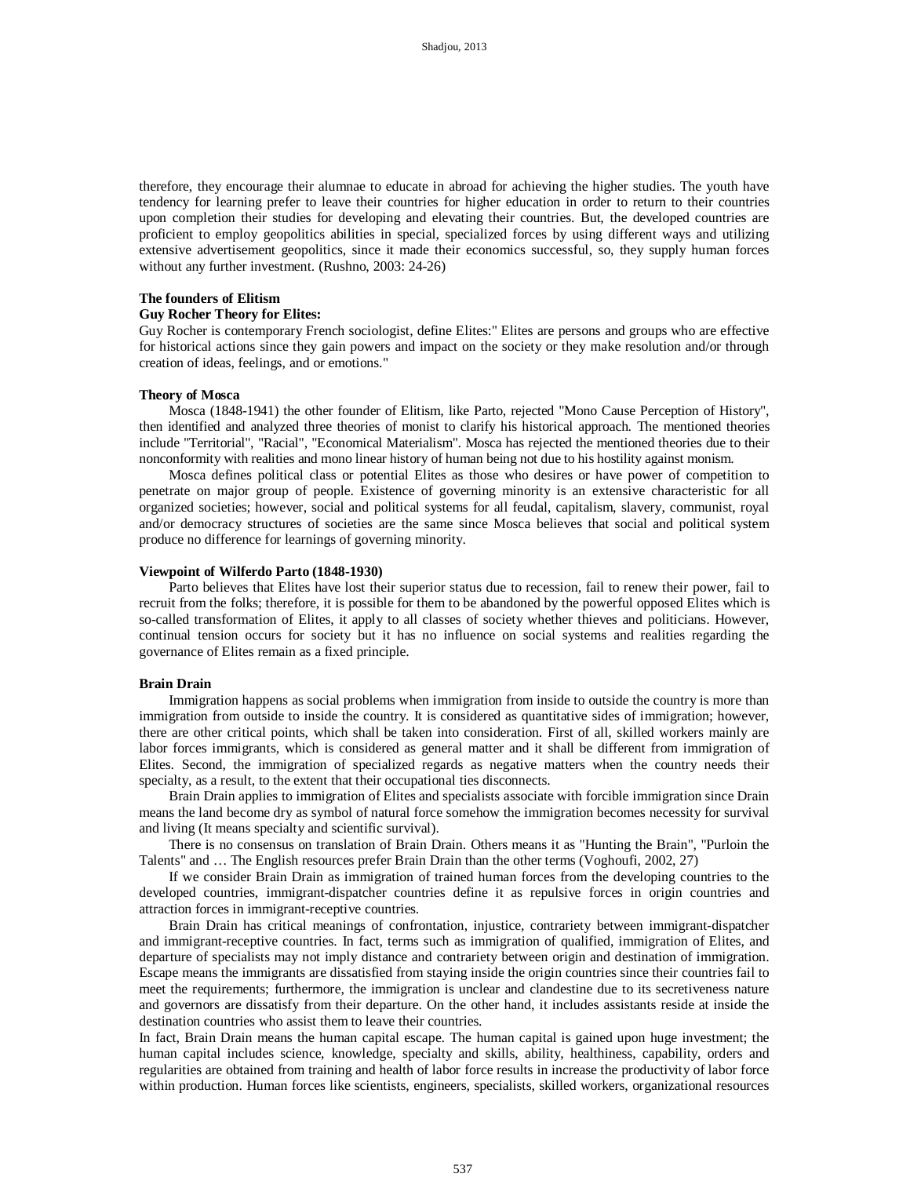therefore, they encourage their alumnae to educate in abroad for achieving the higher studies. The youth have tendency for learning prefer to leave their countries for higher education in order to return to their countries upon completion their studies for developing and elevating their countries. But, the developed countries are proficient to employ geopolitics abilities in special, specialized forces by using different ways and utilizing extensive advertisement geopolitics, since it made their economics successful, so, they supply human forces without any further investment. (Rushno, 2003: 24-26)

### The founders of Elitism

#### Guy Rocher Theory for Elites:

Guy Rocher is contemporary French sociologist, define Elites:" Elites are persons and groups who are effective for historical actions since they gain powers and impact on the society or they make resolution and/or through creation of ideas, feelings, and or emotions."

#### Theory of Mosca

Mosca (1848-1941) the other founder of Elitism, like Parto, rejected "Mono Cause Perception of History", then identified and analyzed three theories of monist to clarify his historical approach. The mentioned theories include "Territorial", "Racial", "Economical Materialism". Mosca has rejected the mentioned theories due to their nonconformity with realities and mono linear history of human being not due to his hostility against monism.

Mosca defines political class or potential Elites as those who desires or have power of competition to penetrate on major group of people. Existence of governing minority is an extensive characteristic for all organized societies; however, social and political systems for all feudal, capitalism, slavery, communist, royal and/or democracy structures of societies are the same since Mosca believes that social and political system produce no difference for learnings of governing minority.

#### Viewpoint of Wilferdo Parto (1848-1930)

Parto believes that Elites have lost their superior status due to recession, fail to renew their power, fail to recruit from the folks; therefore, it is possible for them to be abandoned by the powerful opposed Elites which is so-called transformation of Elites, it apply to all classes of society whether thieves and politicians. However, continual tension occurs for society but it has no influence on social systems and realities regarding the governance of Elites remain as a fixed principle.

### Brain Drain

Immigration happens as social problems when immigration from inside to outside the country is more than immigration from outside to inside the country. It is considered as quantitative sides of immigration; however, there are other critical points, which shall be taken into consideration. First of all, skilled workers mainly are labor forces immigrants, which is considered as general matter and it shall be different from immigration of Elites. Second, the immigration of specialized regards as negative matters when the country needs their specialty, as a result, to the extent that their occupational ties disconnects.

Brain Drain applies to immigration of Elites and specialists associate with forcible immigration since Drain means the land become dry as symbol of natural force somehow the immigration becomes necessity for survival and living (It means specialty and scientific survival).

There is no consensus on translation of Brain Drain. Others means it as "Hunting the Brain", "Purloin the Talents" and … The English resources prefer Brain Drain than the other terms (Voghoufi, 2002, 27)

If we consider Brain Drain as immigration of trained human forces from the developing countries to the developed countries, immigrant-dispatcher countries define it as repulsive forces in origin countries and attraction forces in immigrant-receptive countries.

Brain Drain has critical meanings of confrontation, injustice, contrariety between immigrant-dispatcher and immigrant-receptive countries. In fact, terms such as immigration of qualified, immigration of Elites, and departure of specialists may not imply distance and contrariety between origin and destination of immigration. Escape means the immigrants are dissatisfied from staying inside the origin countries since their countries fail to meet the requirements; furthermore, the immigration is unclear and clandestine due to its secretiveness nature and governors are dissatisfy from their departure. On the other hand, it includes assistants reside at inside the destination countries who assist them to leave their countries.

In fact, Brain Drain means the human capital escape. The human capital is gained upon huge investment; the human capital includes science, knowledge, specialty and skills, ability, healthiness, capability, orders and regularities are obtained from training and health of labor force results in increase the productivity of labor force within production. Human forces like scientists, engineers, specialists, skilled workers, organizational resources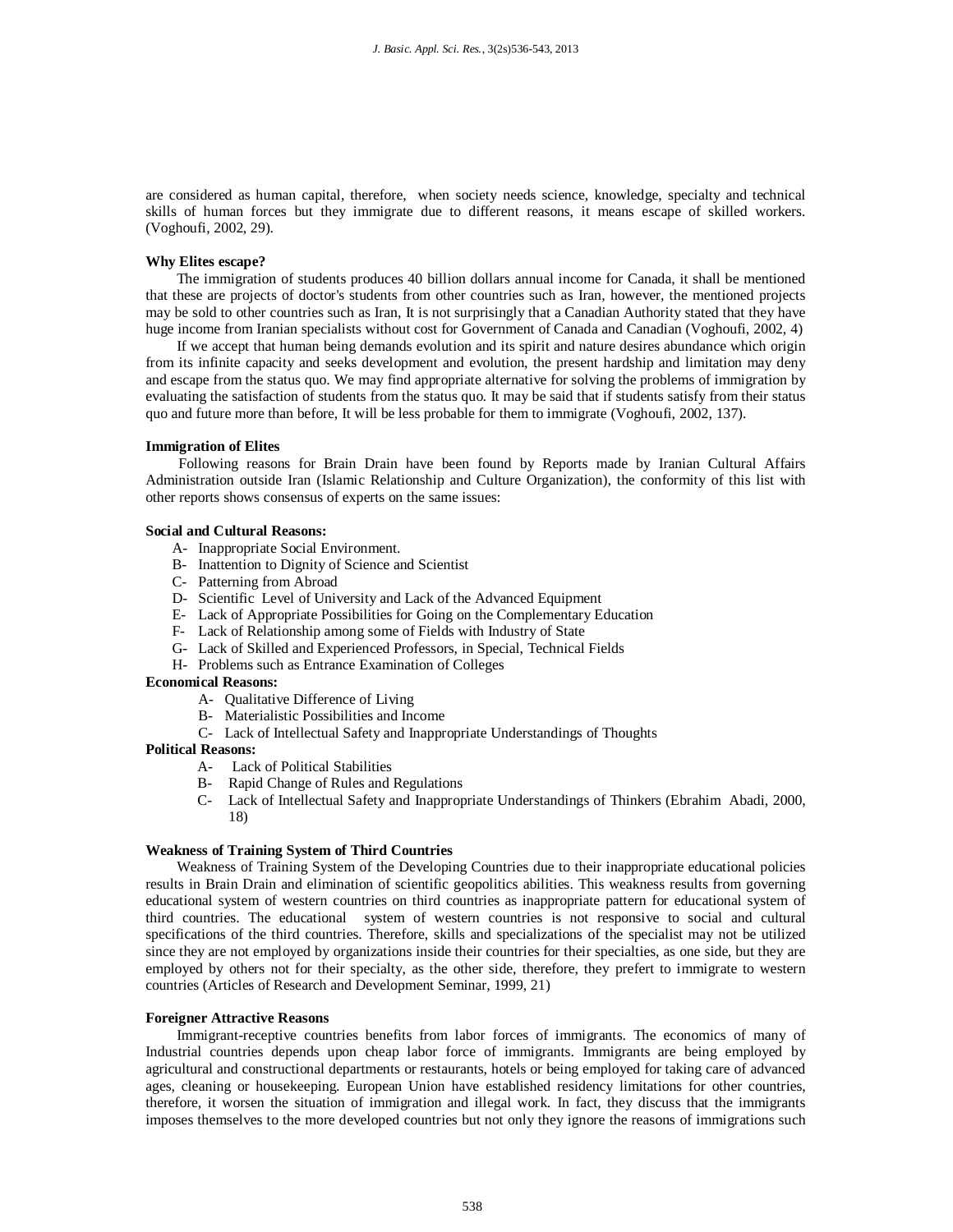are considered as human capital, therefore, when society needs science, knowledge, specialty and technical skills of human forces but they immigrate due to different reasons, it means escape of skilled workers. (Voghoufi, 2002, 29).

**Why Elites escape?**

The immigration of students produces 40 billion dollars annual income for Canada, it shall be mentioned that these are projects of doctor's students from other countries such as Iran, however, the mentioned projects may be sold to other countries such as Iran, It is not surprisingly that a Canadian Authority stated that they have huge income from Iranian specialists without cost for Government of Canada and Canadian (Voghoufi, 2002, 4)

If we accept that human being demands evolution and its spirit and nature desires abundance which origin from its infinite capacity and seeks development and evolution, the present hardship and limitation may deny and escape from the status quo. We may find appropriate alternative for solving the problems of immigration by evaluating the satisfaction of students from the status quo. It may be said that if students satisfy from their status quo and future more than before, It will be less probable for them to immigrate (Voghoufi, 2002, 137).

**Immigration of Elites**

Following reasons for Brain Drain have been found by Reports made by Iranian Cultural Affairs Administration outside Iran (Islamic Relationship and Culture Organization), the conformity of this list with other reports shows consensus of experts on the same issues:

**Social and Cultural Reasons:**

- A- Inappropriate Social Environment.
- B- Inattention to Dignity of Science and Scientist
- C- Patterning from Abroad
- D- Scientific Level of University and Lack of the Advanced Equipment
- E- Lack of Appropriate Possibilities for Going on the Complementary Education
- F- Lack of Relationship among some of Fields with Industry of State
- G- Lack of Skilled and Experienced Professors, in Special, Technical Fields
- H- Problems such as Entrance Examination of Colleges

**Economical Reasons:**

- A- Qualitative Difference of Living
- B- Materialistic Possibilities and Income
- C- Lack of Intellectual Safety and Inappropriate Understandings of Thoughts

**Political Reasons:**

- A- Lack of Political Stabilities
- B- Rapid Change of Rules and Regulations
- C- Lack of Intellectual Safety and Inappropriate Understandings of Thinkers (Ebrahim Abadi, 2000, 18)

**Weakness of Training System of Third Countries**

Weakness of Training System of the Developing Countries due to their inappropriate educational policies results in Brain Drain and elimination of scientific geopolitics abilities. This weakness results from governing educational system of western countries on third countries as inappropriate pattern for educational system of third countries. The educational system of western countries is not responsive to social and cultural specifications of the third countries. Therefore, skills and specializations of the specialist may not be utilized since they are not employed by organizations inside their countries for their specialties, as one side, but they are employed by others not for their specialty, as the other side, therefore, they prefert to immigrate to western countries (Articles of Research and Development Seminar, 1999, 21)

**Foreigner Attractive Reasons**

Immigrant-receptive countries benefits from labor forces of immigrants. The economics of many of Industrial countries depends upon cheap labor force of immigrants. Immigrants are being employed by agricultural and constructional departments or restaurants, hotels or being employed for taking care of advanced ages, cleaning or housekeeping. European Union have established residency limitations for other countries, therefore, it worsen the situation of immigration and illegal work. In fact, they discuss that the immigrants imposes themselves to the more developed countries but not only they ignore the reasons of immigrations such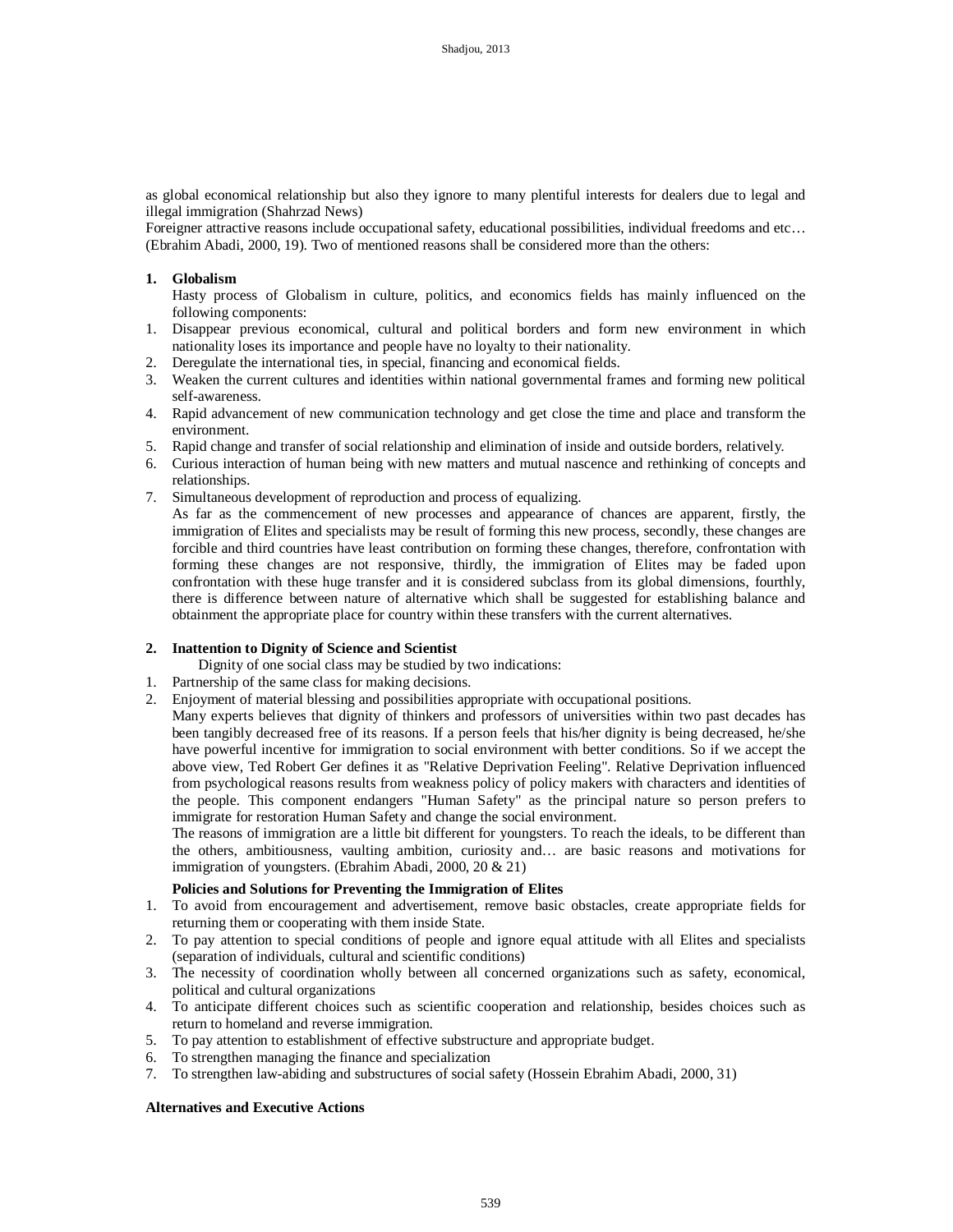as global economical relationship but also they ignore to many plentiful interests for dealers due to legal and illegal immigration (Shahrzad News)

Foreigner attractive reasons include occupational safety, educational possibilities, individual freedoms and etc… (Ebrahim Abadi, 2000, 19). Two of mentioned reasons shall be considered more than the others:

**1. Globalism**

Hasty process of Globalism in culture, politics, and economics fields has mainly influenced on the following components:

1. Disappear previous economical, cultural and political borders and form new environment in which nationality loses its importance and people have no loyalty to their nationality.
2. Deregulate the international ties, in special, financing and economical fields.
3. Weaken the current cultures and identities within national governmental frames and forming new political self-awareness.
4. Rapid advancement of new communication technology and get close the time and place and transform the environment.
5. Rapid change and transfer of social relationship and elimination of inside and outside borders, relatively.
6. Curious interaction of human being with new matters and mutual nascence and rethinking of concepts and relationships.
7. Simultaneous development of reproduction and process of equalizing.

As far as the commencement of new processes and appearance of chances are apparent, firstly, the immigration of Elites and specialists may be result of forming this new process, secondly, these changes are forcible and third countries have least contribution on forming these changes, therefore, confrontation with forming these changes are not responsive, thirdly, the immigration of Elites may be faded upon confrontation with these huge transfer and it is considered subclass from its global dimensions, fourthly, there is difference between nature of alternative which shall be suggested for establishing balance and obtainment the appropriate place for country within these transfers with the current alternatives.

**2. Inattention to Dignity of Science and Scientist**

Dignity of one social class may be studied by two indications:

1. Partnership of the same class for making decisions.
2. Enjoyment of material blessing and possibilities appropriate with occupational positions.

Many experts believes that dignity of thinkers and professors of universities within two past decades has been tangibly decreased free of its reasons. If a person feels that his/her dignity is being decreased, he/she have powerful incentive for immigration to social environment with better conditions. So if we accept the above view, Ted Robert Ger defines it as "Relative Deprivation Feeling". Relative Deprivation influenced from psychological reasons results from weakness policy of policy makers with characters and identities of the people. This component endangers "Human Safety" as the principal nature so person prefers to immigrate for restoration Human Safety and change the social environment.

The reasons of immigration are a little bit different for youngsters. To reach the ideals, to be different than the others, ambitiousness, vaulting ambition, curiosity and… are basic reasons and motivations for immigration of youngsters. (Ebrahim Abadi, 2000, 20 & 21)

**Policies and Solutions for Preventing the Immigration of Elites**

1. To avoid from encouragement and advertisement, remove basic obstacles, create appropriate fields for returning them or cooperating with them inside State.
2. To pay attention to special conditions of people and ignore equal attitude with all Elites and specialists (separation of individuals, cultural and scientific conditions)
3. The necessity of coordination wholly between all concerned organizations such as safety, economical, political and cultural organizations
4. To anticipate different choices such as scientific cooperation and relationship, besides choices such as return to homeland and reverse immigration.
5. To pay attention to establishment of effective substructure and appropriate budget.
6. To strengthen managing the finance and specialization
7. To strengthen law-abiding and substructures of social safety (Hossein Ebrahim Abadi, 2000, 31)

**Alternatives and Executive Actions**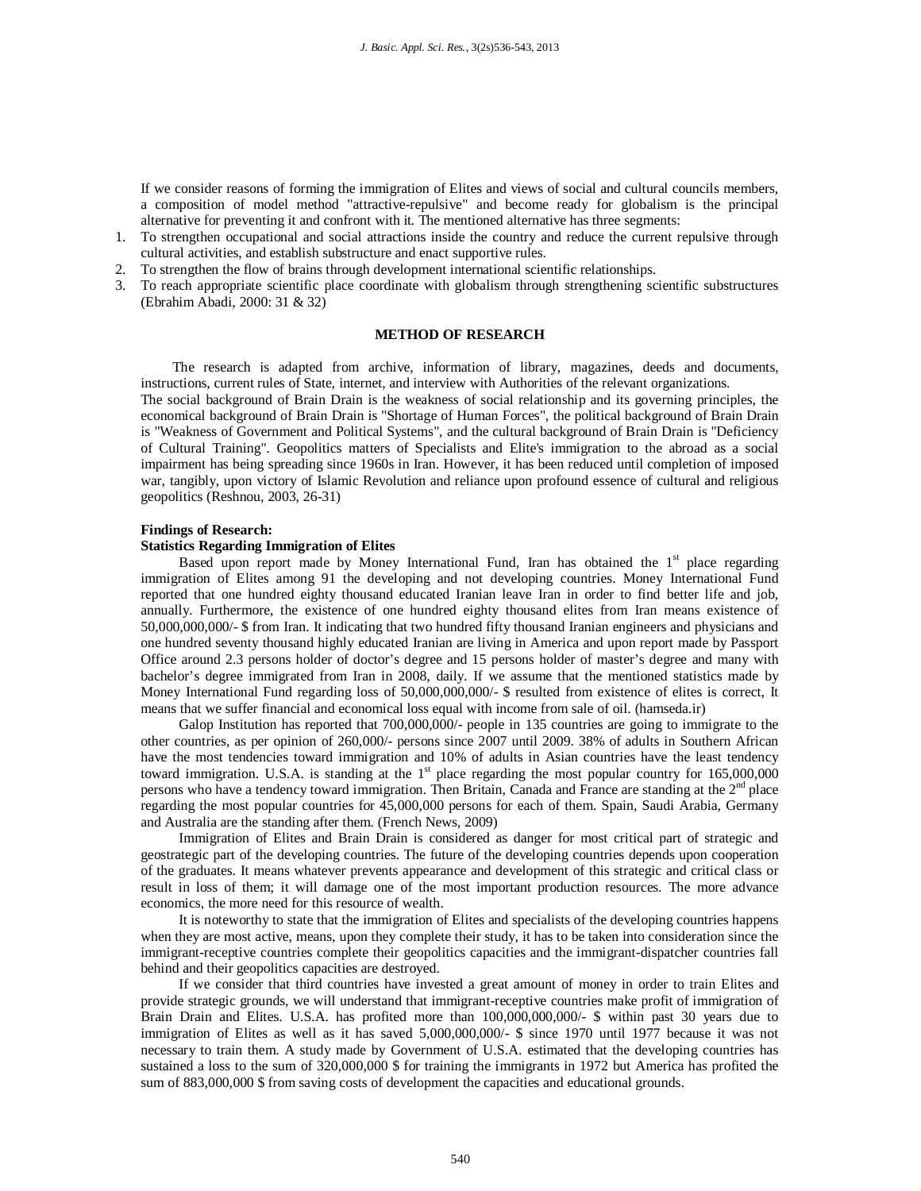If we consider reasons of forming the immigration of Elites and views of social and cultural councils members, a composition of model method "attractive-repulsive" and become ready for globalism is the principal alternative for preventing it and confront with it. The mentioned alternative has three segments:

1. To strengthen occupational and social attractions inside the country and reduce the current repulsive through cultural activities, and establish substructure and enact supportive rules.
2. To strengthen the flow of brains through development international scientific relationships.
3. To reach appropriate scientific place coordinate with globalism through strengthening scientific substructures (Ebrahim Abadi, 2000: 31 & 32)

## METHOD OF RESEARCH

The research is adapted from archive, information of library, magazines, deeds and documents, instructions, current rules of State, internet, and interview with Authorities of the relevant organizations.

The social background of Brain Drain is the weakness of social relationship and its governing principles, the economical background of Brain Drain is "Shortage of Human Forces", the political background of Brain Drain is "Weakness of Government and Political Systems", and the cultural background of Brain Drain is "Deficiency of Cultural Training". Geopolitics matters of Specialists and Elite's immigration to the abroad as a social impairment has being spreading since 1960s in Iran. However, it has been reduced until completion of imposed war, tangibly, upon victory of Islamic Revolution and reliance upon profound essence of cultural and religious geopolitics (Reshnou, 2003, 26-31)

**Findings of Research:**

**Statistics Regarding Immigration of Elites**

Based upon report made by Money International Fund, Iran has obtained the 1st place regarding immigration of Elites among 91 the developing and not developing countries. Money International Fund reported that one hundred eighty thousand educated Iranian leave Iran in order to find better life and job, annually. Furthermore, the existence of one hundred eighty thousand elites from Iran means existence of 50,000,000,000/- $ from Iran. It indicating that two hundred fifty thousand Iranian engineers and physicians and one hundred seventy thousand highly educated Iranian are living in America and upon report made by Passport Office around 2.3 persons holder of doctor's degree and 15 persons holder of master's degree and many with bachelor's degree immigrated from Iran in 2008, daily. If we assume that the mentioned statistics made by Money International Fund regarding loss of 50,000,000,000/- $ resulted from existence of elites is correct, It means that we suffer financial and economical loss equal with income from sale of oil. (hamseda.ir)

Galop Institution has reported that 700,000,000/- people in 135 countries are going to immigrate to the other countries, as per opinion of 260,000/- persons since 2007 until 2009. 38% of adults in Southern African have the most tendencies toward immigration and 10% of adults in Asian countries have the least tendency toward immigration. U.S.A. is standing at the 1st place regarding the most popular country for 165,000,000 persons who have a tendency toward immigration. Then Britain, Canada and France are standing at the 2nd place regarding the most popular countries for 45,000,000 persons for each of them. Spain, Saudi Arabia, Germany and Australia are the standing after them. (French News, 2009)

Immigration of Elites and Brain Drain is considered as danger for most critical part of strategic and geostrategic part of the developing countries. The future of the developing countries depends upon cooperation of the graduates. It means whatever prevents appearance and development of this strategic and critical class or result in loss of them; it will damage one of the most important production resources. The more advance economics, the more need for this resource of wealth.

It is noteworthy to state that the immigration of Elites and specialists of the developing countries happens when they are most active, means, upon they complete their study, it has to be taken into consideration since the immigrant-receptive countries complete their geopolitics capacities and the immigrant-dispatcher countries fall behind and their geopolitics capacities are destroyed.

If we consider that third countries have invested a great amount of money in order to train Elites and provide strategic grounds, we will understand that immigrant-receptive countries make profit of immigration of Brain Drain and Elites. U.S.A. has profited more than 100,000,000,000/- $ within past 30 years due to immigration of Elites as well as it has saved 5,000,000,000/- $ since 1970 until 1977 because it was not necessary to train them. A study made by Government of U.S.A. estimated that the developing countries has sustained a loss to the sum of 320,000,000 $ for training the immigrants in 1972 but America has profited the sum of 883,000,000 $ from saving costs of development the capacities and educational grounds.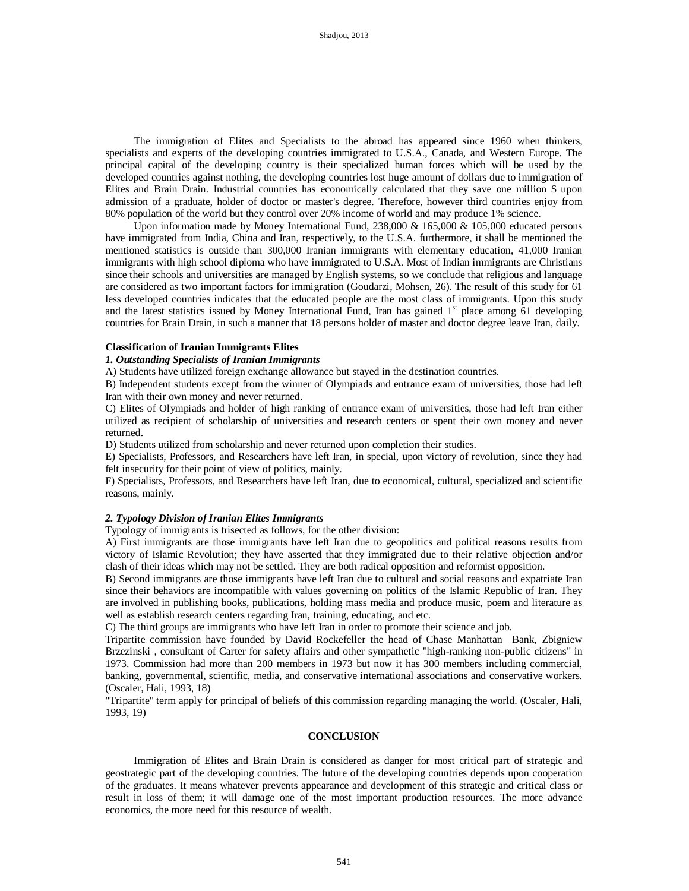The immigration of Elites and Specialists to the abroad has appeared since 1960 when thinkers, specialists and experts of the developing countries immigrated to U.S.A., Canada, and Western Europe. The principal capital of the developing country is their specialized human forces which will be used by the developed countries against nothing, the developing countries lost huge amount of dollars due to immigration of Elites and Brain Drain. Industrial countries has economically calculated that they save one million $ upon admission of a graduate, holder of doctor or master's degree. Therefore, however third countries enjoy from 80% population of the world but they control over 20% income of world and may produce 1% science.

Upon information made by Money International Fund, 238,000 & 165,000 & 105,000 educated persons have immigrated from India, China and Iran, respectively, to the U.S.A. furthermore, it shall be mentioned the mentioned statistics is outside than 300,000 Iranian immigrants with elementary education, 41,000 Iranian immigrants with high school diploma who have immigrated to U.S.A. Most of Indian immigrants are Christians since their schools and universities are managed by English systems, so we conclude that religious and language are considered as two important factors for immigration (Goudarzi, Mohsen, 26). The result of this study for 61 less developed countries indicates that the educated people are the most class of immigrants. Upon this study and the latest statistics issued by Money International Fund, Iran has gained 1st place among 61 developing countries for Brain Drain, in such a manner that 18 persons holder of master and doctor degree leave Iran, daily.

**Classification of Iranian Immigrants Elites**

***1. Outstanding Specialists of Iranian Immigrants***

A) Students have utilized foreign exchange allowance but stayed in the destination countries.

B) Independent students except from the winner of Olympiads and entrance exam of universities, those had left Iran with their own money and never returned.

C) Elites of Olympiads and holder of high ranking of entrance exam of universities, those had left Iran either utilized as recipient of scholarship of universities and research centers or spent their own money and never returned.

D) Students utilized from scholarship and never returned upon completion their studies.

E) Specialists, Professors, and Researchers have left Iran, in special, upon victory of revolution, since they had felt insecurity for their point of view of politics, mainly.

F) Specialists, Professors, and Researchers have left Iran, due to economical, cultural, specialized and scientific reasons, mainly.

***2. Typology Division of Iranian Elites Immigrants***

Typology of immigrants is trisected as follows, for the other division:

A) First immigrants are those immigrants have left Iran due to geopolitics and political reasons results from victory of Islamic Revolution; they have asserted that they immigrated due to their relative objection and/or clash of their ideas which may not be settled. They are both radical opposition and reformist opposition.

B) Second immigrants are those immigrants have left Iran due to cultural and social reasons and expatriate Iran since their behaviors are incompatible with values governing on politics of the Islamic Republic of Iran. They are involved in publishing books, publications, holding mass media and produce music, poem and literature as well as establish research centers regarding Iran, training, educating, and etc.

C) The third groups are immigrants who have left Iran in order to promote their science and job.

Tripartite commission have founded by David Rockefeller the head of Chase Manhattan Bank, Zbigniew Brzezinski , consultant of Carter for safety affairs and other sympathetic "high-ranking non-public citizens" in 1973. Commission had more than 200 members in 1973 but now it has 300 members including commercial, banking, governmental, scientific, media, and conservative international associations and conservative workers. (Oscaler, Hali, 1993, 18)

"Tripartite" term apply for principal of beliefs of this commission regarding managing the world. (Oscaler, Hali, 1993, 19)

## CONCLUSION

Immigration of Elites and Brain Drain is considered as danger for most critical part of strategic and geostrategic part of the developing countries. The future of the developing countries depends upon cooperation of the graduates. It means whatever prevents appearance and development of this strategic and critical class or result in loss of them; it will damage one of the most important production resources. The more advance economics, the more need for this resource of wealth.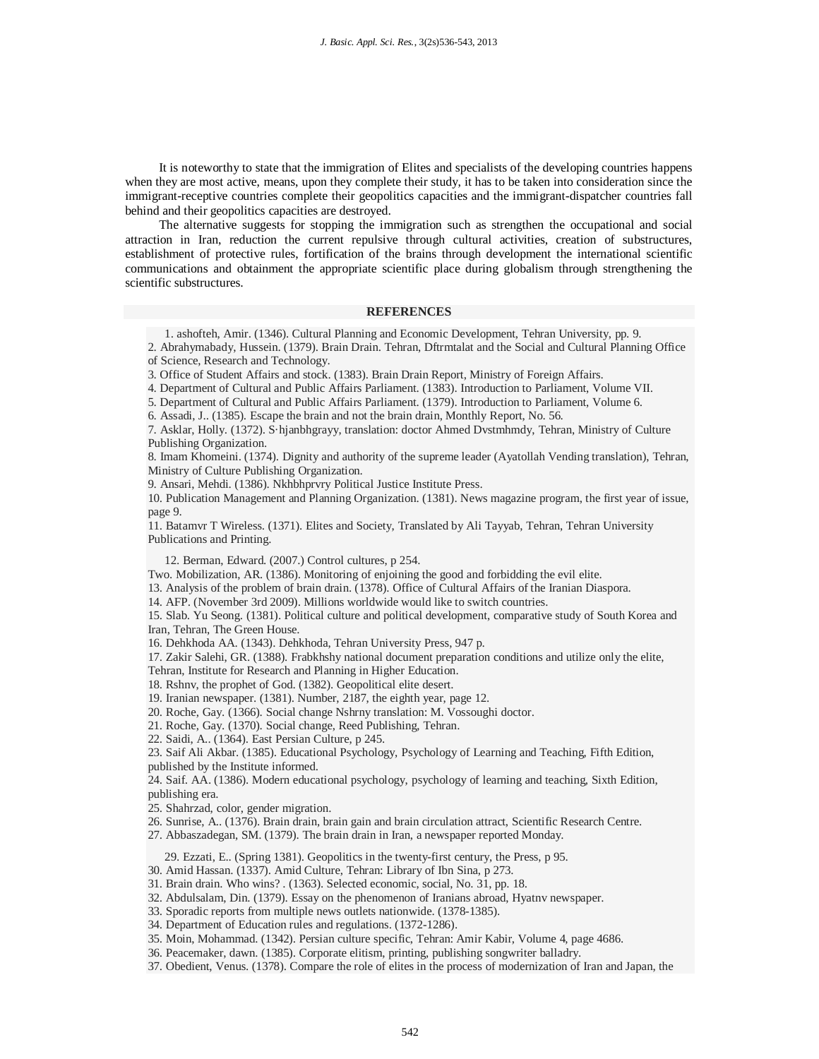It is noteworthy to state that the immigration of Elites and specialists of the developing countries happens when they are most active, means, upon they complete their study, it has to be taken into consideration since the immigrant-receptive countries complete their geopolitics capacities and the immigrant-dispatcher countries fall behind and their geopolitics capacities are destroyed.

The alternative suggests for stopping the immigration such as strengthen the occupational and social attraction in Iran, reduction the current repulsive through cultural activities, creation of substructures, establishment of protective rules, fortification of the brains through development the international scientific communications and obtainment the appropriate scientific place during globalism through strengthening the scientific substructures.

## REFERENCES

1. ashofteh, Amir. (1346). Cultural Planning and Economic Development, Tehran University, pp. 9.
2. Abrahymabady, Hussein. (1379). Brain Drain. Tehran, Dftrmtalat and the Social and Cultural Planning Office of Science, Research and Technology.
3. Office of Student Affairs and stock. (1383). Brain Drain Report, Ministry of Foreign Affairs.
4. Department of Cultural and Public Affairs Parliament. (1383). Introduction to Parliament, Volume VII.
5. Department of Cultural and Public Affairs Parliament. (1379). Introduction to Parliament, Volume 6.
6. Assadi, J.. (1385). Escape the brain and not the brain drain, Monthly Report, No. 56.
7. Asklar, Holly. (1372). S·hjanbhgrayy, translation: doctor Ahmed Dvstmhmdy, Tehran, Ministry of Culture Publishing Organization.
8. Imam Khomeini. (1374). Dignity and authority of the supreme leader (Ayatollah Vending translation), Tehran, Ministry of Culture Publishing Organization.
9. Ansari, Mehdi. (1386). Nkhbhprvry Political Justice Institute Press.
10. Publication Management and Planning Organization. (1381). News magazine program, the first year of issue, page 9.
11. Batamvr T Wireless. (1371). Elites and Society, Translated by Ali Tayyab, Tehran, Tehran University Publications and Printing.

12. Berman, Edward. (2007.) Control cultures, p 254.

Two. Mobilization, AR. (1386). Monitoring of enjoining the good and forbidding the evil elite.

13. Analysis of the problem of brain drain. (1378). Office of Cultural Affairs of the Iranian Diaspora.
14. AFP. (November 3rd 2009). Millions worldwide would like to switch countries.
15. Slab. Yu Seong. (1381). Political culture and political development, comparative study of South Korea and Iran, Tehran, The Green House.
16. Dehkhoda AA. (1343). Dehkhoda, Tehran University Press, 947 p.
17. Zakir Salehi, GR. (1388). Frabkhshy national document preparation conditions and utilize only the elite, Tehran, Institute for Research and Planning in Higher Education.
18. Rshnv, the prophet of God. (1382). Geopolitical elite desert.
19. Iranian newspaper. (1381). Number, 2187, the eighth year, page 12.
20. Roche, Gay. (1366). Social change Nshrny translation: M. Vossoughi doctor.
21. Roche, Gay. (1370). Social change, Reed Publishing, Tehran.
22. Saidi, A.. (1364). East Persian Culture, p 245.
23. Saif Ali Akbar. (1385). Educational Psychology, Psychology of Learning and Teaching, Fifth Edition, published by the Institute informed.
24. Saif. AA. (1386). Modern educational psychology, psychology of learning and teaching, Sixth Edition, publishing era.
25. Shahrzad, color, gender migration.
26. Sunrise, A.. (1376). Brain drain, brain gain and brain circulation attract, Scientific Research Centre.
27. Abbaszadegan, SM. (1379). The brain drain in Iran, a newspaper reported Monday.

29. Ezzati, E.. (Spring 1381). Geopolitics in the twenty-first century, the Press, p 95.
30. Amid Hassan. (1337). Amid Culture, Tehran: Library of Ibn Sina, p 273.
31. Brain drain. Who wins? . (1363). Selected economic, social, No. 31, pp. 18.
32. Abdulsalam, Din. (1379). Essay on the phenomenon of Iranians abroad, Hyatnv newspaper.
33. Sporadic reports from multiple news outlets nationwide. (1378-1385).
34. Department of Education rules and regulations. (1372-1286).
35. Moin, Mohammad. (1342). Persian culture specific, Tehran: Amir Kabir, Volume 4, page 4686.
36. Peacemaker, dawn. (1385). Corporate elitism, printing, publishing songwriter balladry.
37. Obedient, Venus. (1378). Compare the role of elites in the process of modernization of Iran and Japan, the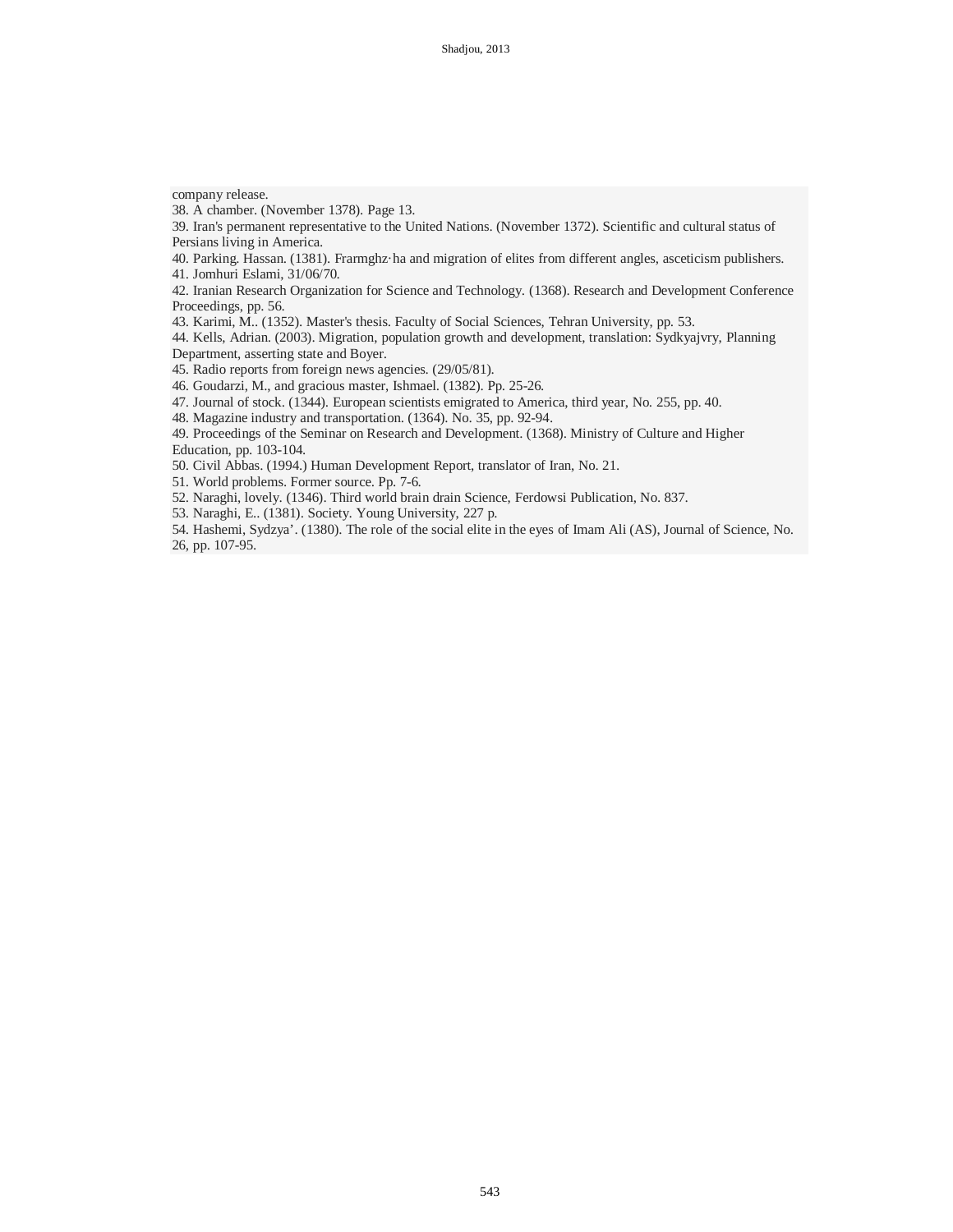company release.
38. A chamber. (November 1378). Page 13.
39. Iran's permanent representative to the United Nations. (November 1372). Scientific and cultural status of Persians living in America.
40. Parking. Hassan. (1381). Frarmghz·ha and migration of elites from different angles, asceticism publishers.
41. Jomhuri Eslami, 31/06/70.
42. Iranian Research Organization for Science and Technology. (1368). Research and Development Conference Proceedings, pp. 56.
43. Karimi, M.. (1352). Master's thesis. Faculty of Social Sciences, Tehran University, pp. 53.
44. Kells, Adrian. (2003). Migration, population growth and development, translation: Sydkyajvry, Planning Department, asserting state and Boyer.
45. Radio reports from foreign news agencies. (29/05/81).
46. Goudarzi, M., and gracious master, Ishmael. (1382). Pp. 25-26.
47. Journal of stock. (1344). European scientists emigrated to America, third year, No. 255, pp. 40.
48. Magazine industry and transportation. (1364). No. 35, pp. 92-94.
49. Proceedings of the Seminar on Research and Development. (1368). Ministry of Culture and Higher Education, pp. 103-104.
50. Civil Abbas. (1994.) Human Development Report, translator of Iran, No. 21.
51. World problems. Former source. Pp. 7-6.
52. Naraghi, lovely. (1346). Third world brain drain Science, Ferdowsi Publication, No. 837.
53. Naraghi, E.. (1381). Society. Young University, 227 p.
54. Hashemi, Sydzya'. (1380). The role of the social elite in the eyes of Imam Ali (AS), Journal of Science, No. 26, pp. 107-95.